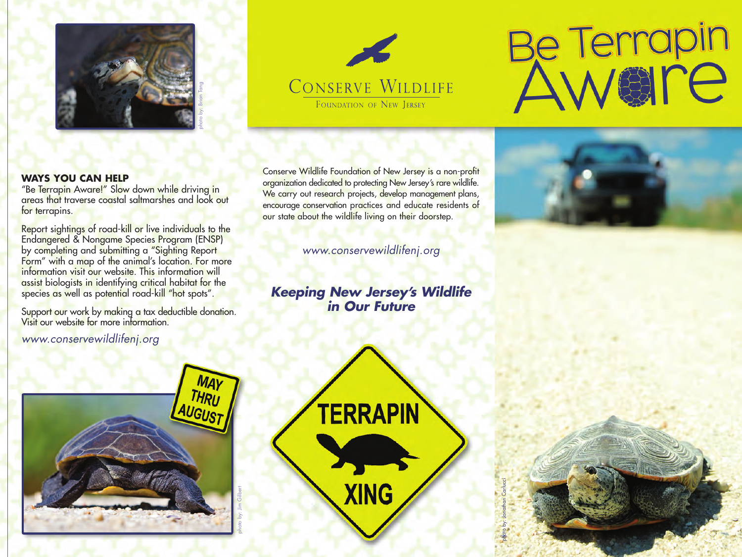# Be Terrapin Aware

CONSERVE WILDLIFE
FOUNDATION OF NEW JERSEY

photo by: Brian Tang

## WAYS YOU CAN HELP

"Be Terrapin Aware!" Slow down while driving in areas that traverse coastal saltmarshes and look out for terrapins.

Report sightings of road-kill or live individuals to the Endangered & Nongame Species Program (ENSP) by completing and submitting a "Sighting Report Form" with a map of the animal's location. For more information visit our website. This information will assist biologists in identifying critical habitat for the species as well as potential road-kill "hot spots".

Support our work by making a tax deductible donation. Visit our website for more information.

*www.conservewildlifenj.org*

MAY THRU AUGUST

photo by: Jim Gilbert

Conserve Wildlife Foundation of New Jersey is a non-profit organization dedicated to protecting New Jersey's rare wildlife. We carry out research projects, develop management plans, encourage conservation practices and educate residents of our state about the wildlife living on their doorstep.

*www.conservewildlifenj.org*

***Keeping New Jersey's Wildlife in Our Future***

TERRAPIN XING

photo by: Jonathan Carlucci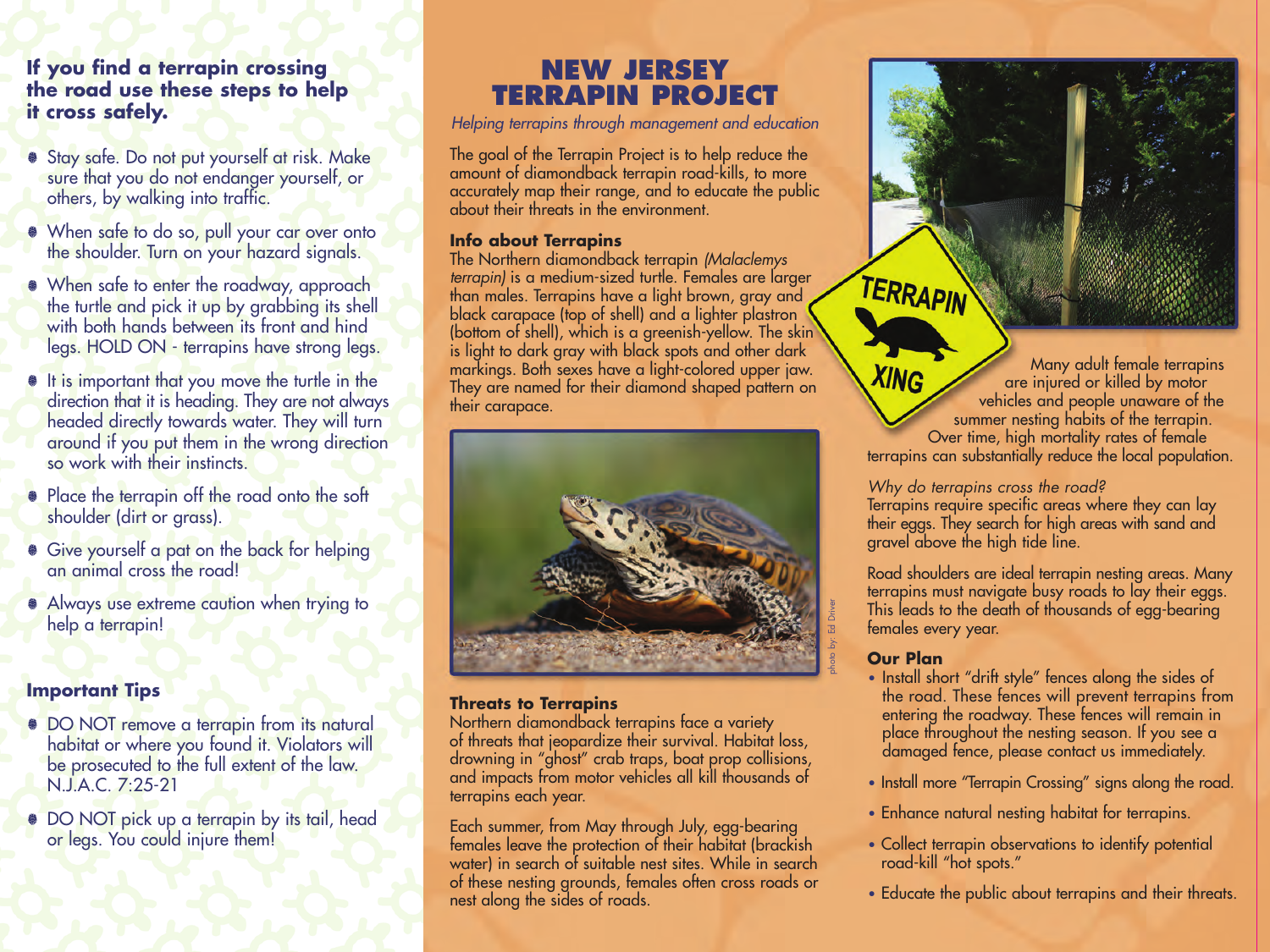**If you find a terrapin crossing the road use these steps to help it cross safely.**

- Stay safe. Do not put yourself at risk. Make sure that you do not endanger yourself, or others, by walking into traffic.
- When safe to do so, pull your car over onto the shoulder. Turn on your hazard signals.
- When safe to enter the roadway, approach the turtle and pick it up by grabbing its shell with both hands between its front and hind legs. HOLD ON - terrapins have strong legs.
- It is important that you move the turtle in the direction that it is heading. They are not always headed directly towards water. They will turn around if you put them in the wrong direction so work with their instincts.
- Place the terrapin off the road onto the soft shoulder (dirt or grass).
- Give yourself a pat on the back for helping an animal cross the road!
- Always use extreme caution when trying to help a terrapin!

### Important Tips

- DO NOT remove a terrapin from its natural habitat or where you found it. Violators will be prosecuted to the full extent of the law. N.J.A.C. 7:25-21
- DO NOT pick up a terrapin by its tail, head or legs. You could injure them!

# NEW JERSEY TERRAPIN PROJECT

*Helping terrapins through management and education*

The goal of the Terrapin Project is to help reduce the amount of diamondback terrapin road-kills, to more accurately map their range, and to educate the public about their threats in the environment.

### Info about Terrapins

The Northern diamondback terrapin *(Malaclemys terrapin)* is a medium-sized turtle. Females are larger than males. Terrapins have a light brown, gray and black carapace (top of shell) and a lighter plastron (bottom of shell), which is a greenish-yellow. The skin is light to dark gray with black spots and other dark markings. Both sexes have a light-colored upper jaw. They are named for their diamond shaped pattern on their carapace.

photo by: Ed Driver

### Threats to Terrapins

Northern diamondback terrapins face a variety of threats that jeopardize their survival. Habitat loss, drowning in "ghost" crab traps, boat prop collisions, and impacts from motor vehicles all kill thousands of terrapins each year.

Each summer, from May through July, egg-bearing females leave the protection of their habitat (brackish water) in search of suitable nest sites. While in search of these nesting grounds, females often cross roads or nest along the sides of roads.

TERRAPIN XING

Many adult female terrapins are injured or killed by motor vehicles and people unaware of the summer nesting habits of the terrapin. Over time, high mortality rates of female terrapins can substantially reduce the local population.

*Why do terrapins cross the road?*
Terrapins require specific areas where they can lay their eggs. They search for high areas with sand and gravel above the high tide line.

Road shoulders are ideal terrapin nesting areas. Many terrapins must navigate busy roads to lay their eggs. This leads to the death of thousands of egg-bearing females every year.

### Our Plan

- Install short "drift style" fences along the sides of the road. These fences will prevent terrapins from entering the roadway. These fences will remain in place throughout the nesting season. If you see a damaged fence, please contact us immediately.
- Install more "Terrapin Crossing" signs along the road.
- Enhance natural nesting habitat for terrapins.
- Collect terrapin observations to identify potential road-kill "hot spots."
- Educate the public about terrapins and their threats.